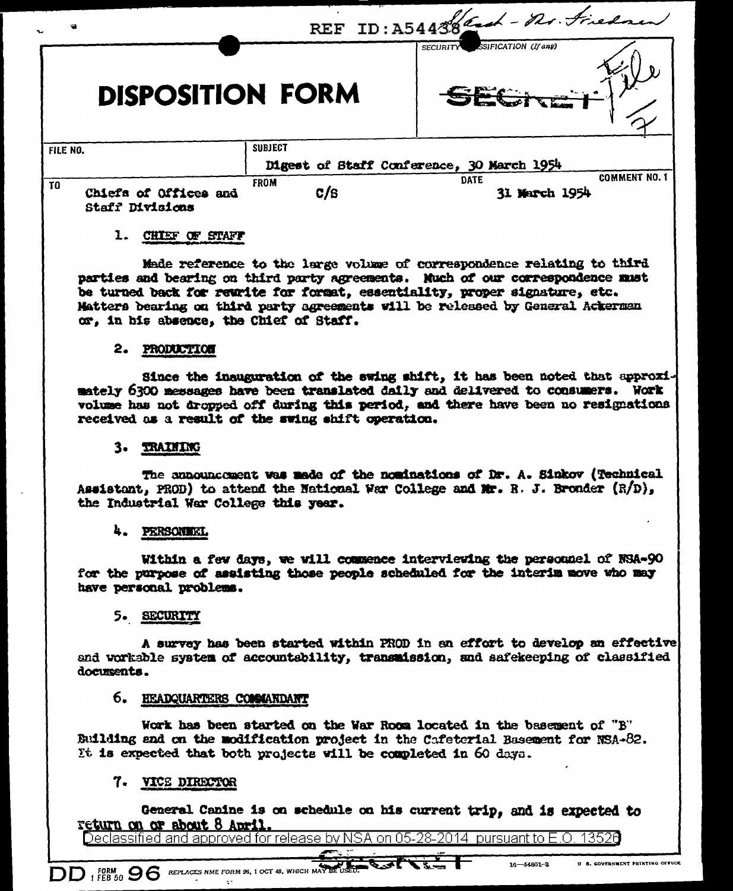REF ID:A54438 *Lead - Mr. Friedman*

# DISPOSITION FORM

SECURITY CLASSIFICATION (If any)

SECRET

*File*

| FILE NO. | SUBJECT | | |
|---|---|---|---|
| | Digest of Staff Conference, 30 March 1954 | | |
| TO | FROM | DATE | COMMENT NO. 1 |
| Chiefs of Offices and Staff Divisions | C/S | 31 March 1954 | |

1. CHIEF OF STAFF

Made reference to the large volume of correspondence relating to third parties and bearing on third party agreements. Much of our correspondence must be turned back for rewrite for format, essentiality, proper signature, etc. Matters bearing on third party agreements will be released by General Ackerman or, in his absence, the Chief of Staff.

2. PRODUCTION

Since the inauguration of the swing shift, it has been noted that approximately 6300 messages have been translated daily and delivered to consumers. Work volume has not dropped off during this period, and there have been no resignations received as a result of the swing shift operation.

3. TRAINING

The announcement was made of the nominations of Dr. A. Sinkov (Technical Assistant, PROD) to attend the National War College and Mr. R. J. Bronder (R/D), the Industrial War College this year.

4. PERSONNEL

Within a few days, we will commence interviewing the personnel of NSA-90 for the purpose of assisting those people scheduled for the interim move who may have personal problems.

5. SECURITY

A survey has been started within PROD in an effort to develop an effective and workable system of accountability, transmission, and safekeeping of classified documents.

6. HEADQUARTERS COMMANDANT

Work has been started on the War Room located in the basement of "B" Building and on the modification project in the Cafeterial Basement for NSA-82. It is expected that both projects will be completed in 60 days.

7. VICE DIRECTOR

General Canine is on schedule on his current trip, and is expected to return on or about 8 April.

Declassified and approved for release by NSA on 05-28-2014 pursuant to E.O. 13526

DD FORM 1 FEB 50 96 REPLACES NME FORM 96, 1 OCT 48, WHICH MAY BE USED. SECRET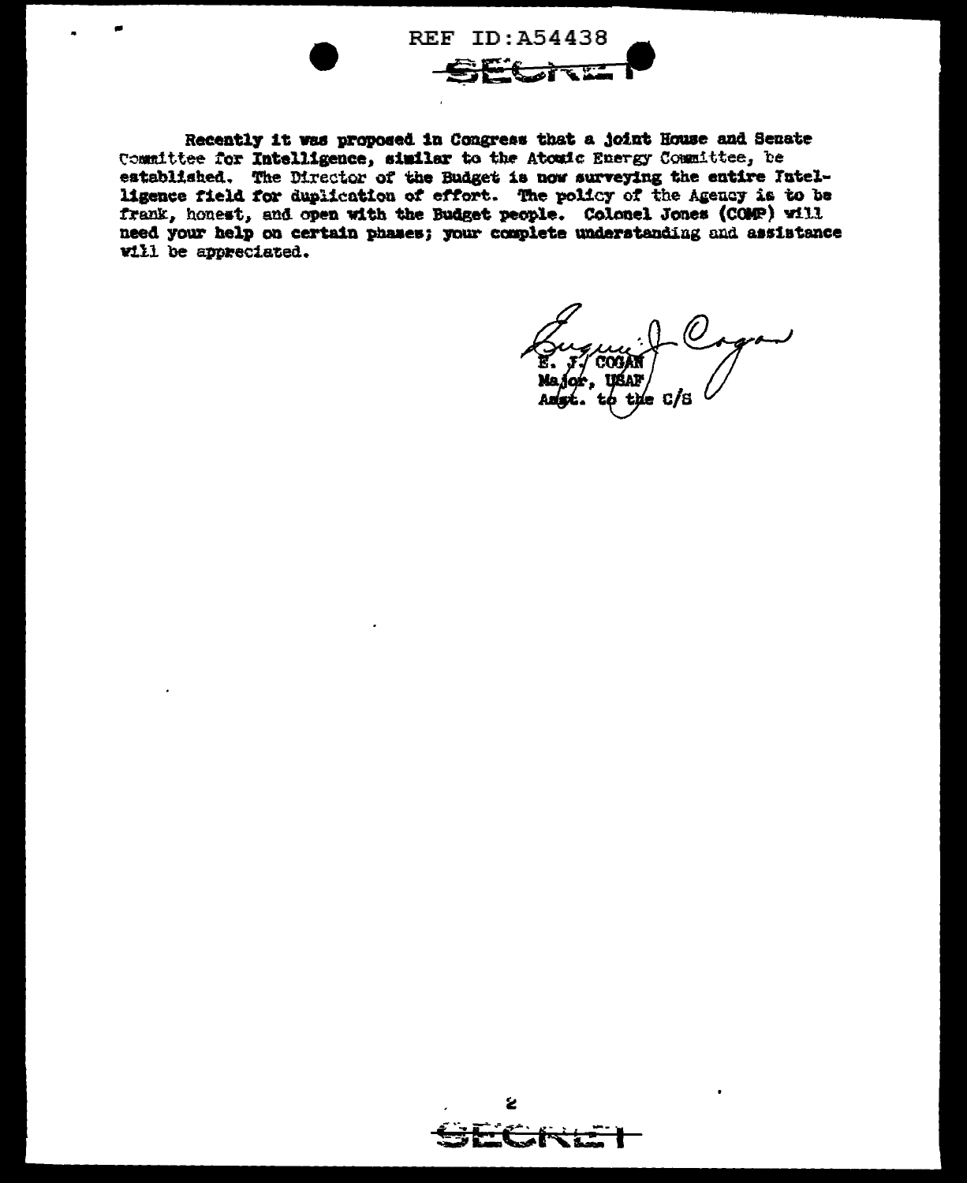REF ID:A54438

SECRET

Recently it was proposed in Congress that a joint House and Senate Committee for Intelligence, similar to the Atomic Energy Committee, be established. The Director of the Budget is now surveying the entire Intelligence field for duplication of effort. The policy of the Agency is to be frank, honest, and open with the Budget people. Colonel Jones (COMP) will need your help on certain phases; your complete understanding and assistance will be appreciated.

Eugene J. Cogan
E. J. COGAN
Major, USAF
Asst. to the C/S

SECRET